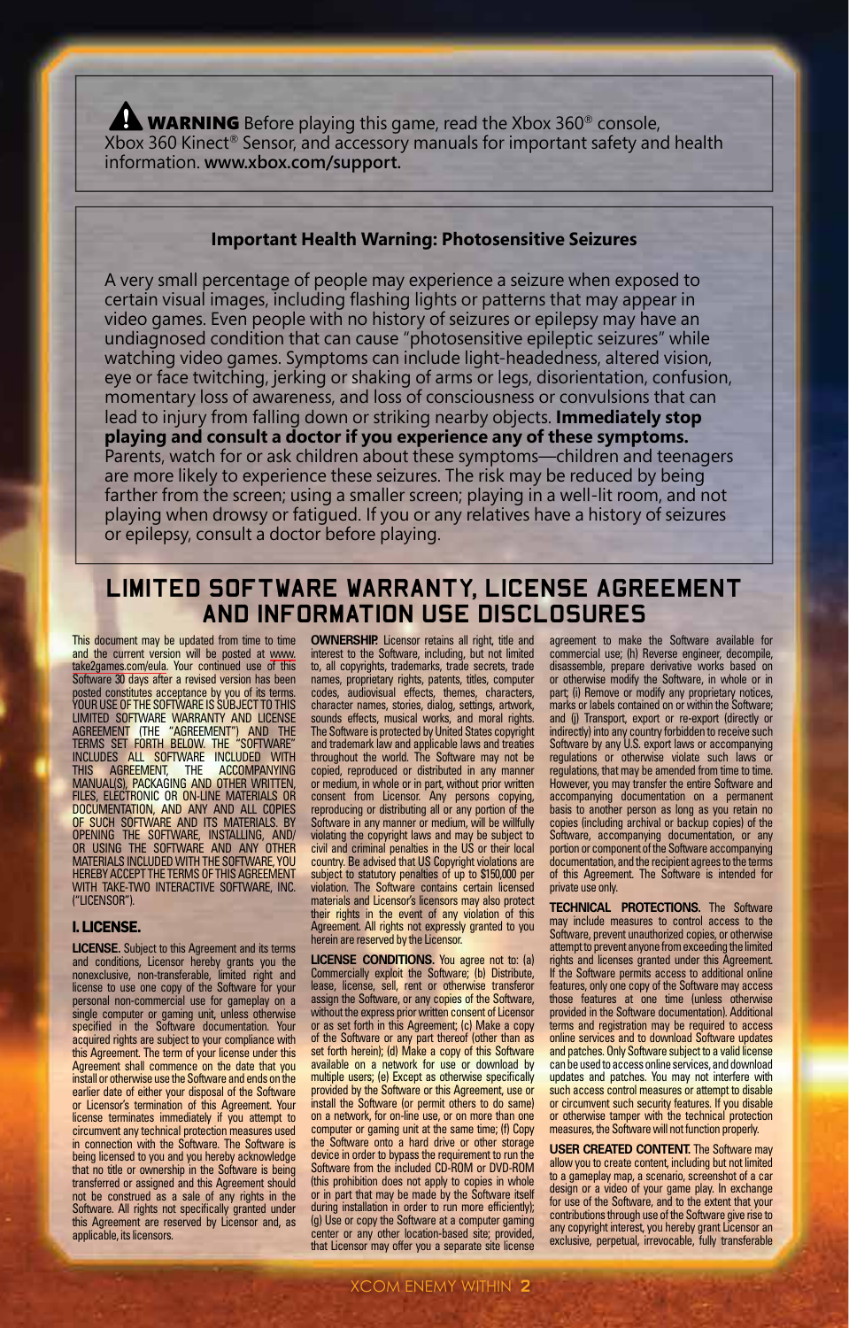**WARNING** Before playing this game, read the Xbox 360® console, Xbox 360 Kinect® Sensor, and accessory manuals for important safety and health information. **www.xbox.com/support.**

**Important Health Warning: Photosensitive Seizures**

A very small percentage of people may experience a seizure when exposed to certain visual images, including flashing lights or patterns that may appear in video games. Even people with no history of seizures or epilepsy may have an undiagnosed condition that can cause "photosensitive epileptic seizures" while watching video games. Symptoms can include light-headedness, altered vision, eye or face twitching, jerking or shaking of arms or legs, disorientation, confusion, momentary loss of awareness, and loss of consciousness or convulsions that can lead to injury from falling down or striking nearby objects. **Immediately stop playing and consult a doctor if you experience any of these symptoms.** Parents, watch for or ask children about these symptoms—children and teenagers are more likely to experience these seizures. The risk may be reduced by being farther from the screen; using a smaller screen; playing in a well-lit room, and not playing when drowsy or fatigued. If you or any relatives have a history of seizures or epilepsy, consult a doctor before playing.

# LIMITED SOFTWARE WARRANTY, LICENSE AGREEMENT AND INFORMATION USE DISCLOSURES

This document may be updated from time to time and the current version will be posted at www.take2games.com/eula. Your continued use of this Software 30 days after a revised version has been posted constitutes acceptance by you of its terms. YOUR USE OF THE SOFTWARE IS SUBJECT TO THIS LIMITED SOFTWARE WARRANTY AND LICENSE AGREEMENT (THE "AGREEMENT") AND THE TERMS SET FORTH BELOW. THE "SOFTWARE" INCLUDES ALL SOFTWARE INCLUDED WITH THIS AGREEMENT, THE ACCOMPANYING MANUAL(S), PACKAGING AND OTHER WRITTEN, FILES, ELECTRONIC OR ON-LINE MATERIALS OR DOCUMENTATION, AND ANY AND ALL COPIES OF SUCH SOFTWARE AND ITS MATERIALS. BY OPENING THE SOFTWARE, INSTALLING, AND/OR USING THE SOFTWARE AND ANY OTHER MATERIALS INCLUDED WITH THE SOFTWARE, YOU HEREBY ACCEPT THE TERMS OF THIS AGREEMENT WITH TAKE-TWO INTERACTIVE SOFTWARE, INC. ("LICENSOR").

## I. LICENSE.

**LICENSE.** Subject to this Agreement and its terms and conditions, Licensor hereby grants you the nonexclusive, non-transferable, limited right and license to use one copy of the Software for your personal non-commercial use for gameplay on a single computer or gaming unit, unless otherwise specified in the Software documentation. Your acquired rights are subject to your compliance with this Agreement. The term of your license under this Agreement shall commence on the date that you install or otherwise use the Software and ends on the earlier date of either your disposal of the Software or Licensor's termination of this Agreement. Your license terminates immediately if you attempt to circumvent any technical protection measures used in connection with the Software. The Software is being licensed to you and you hereby acknowledge that no title or ownership in the Software is being transferred or assigned and this Agreement should not be construed as a sale of any rights in the Software. All rights not specifically granted under this Agreement are reserved by Licensor and, as applicable, its licensors.

**OWNERSHIP.** Licensor retains all right, title and interest to the Software, including, but not limited to, all copyrights, trademarks, trade secrets, trade names, proprietary rights, patents, titles, computer codes, audiovisual effects, themes, characters, character names, stories, dialog, settings, artwork, sounds effects, musical works, and moral rights. The Software is protected by United States copyright and trademark law and applicable laws and treaties throughout the world. The Software may not be copied, reproduced or distributed in any manner or medium, in whole or in part, without prior written consent from Licensor. Any persons copying, reproducing or distributing all or any portion of the Software in any manner or medium, will be willfully violating the copyright laws and may be subject to civil and criminal penalties in the US or their local country. Be advised that US Copyright violations are subject to statutory penalties of up to $150,000 per violation. The Software contains certain licensed materials and Licensor's licensors may also protect their rights in the event of any violation of this Agreement. All rights not expressly granted to you herein are reserved by the Licensor.

**LICENSE CONDITIONS.** You agree not to: (a) Commercially exploit the Software; (b) Distribute, lease, license, sell, rent or otherwise transferor assign the Software, or any copies of the Software, without the express prior written consent of Licensor or as set forth in this Agreement; (c) Make a copy of the Software or any part thereof (other than as set forth herein); (d) Make a copy of this Software available on a network for use or download by multiple users; (e) Except as otherwise specifically provided by the Software or this Agreement, use or install the Software (or permit others to do same) on a network, for on-line use, or on more than one computer or gaming unit at the same time; (f) Copy the Software onto a hard drive or other storage device in order to bypass the requirement to run the Software from the included CD-ROM or DVD-ROM (this prohibition does not apply to copies in whole or in part that may be made by the Software itself during installation in order to run more efficiently); (g) Use or copy the Software at a computer gaming center or any other location-based site; provided, that Licensor may offer you a separate site license agreement to make the Software available for commercial use; (h) Reverse engineer, decompile, disassemble, prepare derivative works based on or otherwise modify the Software, in whole or in part; (i) Remove or modify any proprietary notices, marks or labels contained on or within the Software; and (j) Transport, export or re-export (directly or indirectly) into any country forbidden to receive such Software by any U.S. export laws or accompanying regulations or otherwise violate such laws or regulations, that may be amended from time to time. However, you may transfer the entire Software and accompanying documentation on a permanent basis to another person as long as you retain no copies (including archival or backup copies) of the Software, accompanying documentation, or any portion or component of the Software accompanying documentation, and the recipient agrees to the terms of this Agreement. The Software is intended for private use only.

**TECHNICAL PROTECTIONS.** The Software may include measures to control access to the Software, prevent unauthorized copies, or otherwise attempt to prevent anyone from exceeding the limited rights and licenses granted under this Agreement. If the Software permits access to additional online features, only one copy of the Software may access those features at one time (unless otherwise provided in the Software documentation). Additional terms and registration may be required to access online services and to download Software updates and patches. Only Software subject to a valid license can be used to access online services, and download updates and patches. You may not interfere with such access control measures or attempt to disable or circumvent such security features. If you disable or otherwise tamper with the technical protection measures, the Software will not function properly.

**USER CREATED CONTENT.** The Software may allow you to create content, including but not limited to a gameplay map, a scenario, screenshot of a car design or a video of your game play. In exchange for use of the Software, and to the extent that your contributions through use of the Software give rise to any copyright interest, you hereby grant Licensor an exclusive, perpetual, irrevocable, fully transferable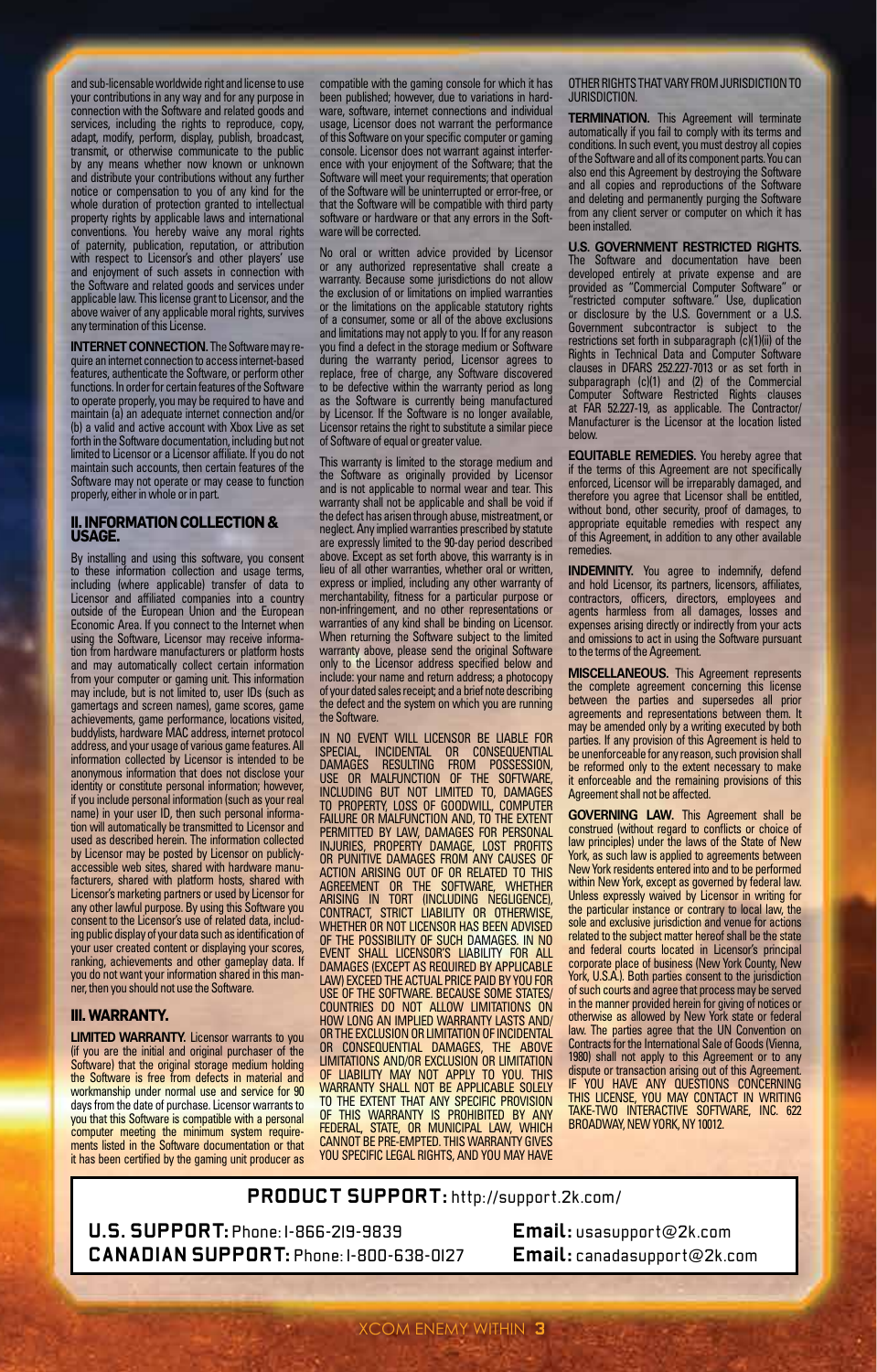and sub-licensable worldwide right and license to use your contributions in any way and for any purpose in connection with the Software and related goods and services, including the rights to reproduce, copy, adapt, modify, perform, display, publish, broadcast, transmit, or otherwise communicate to the public by any means whether now known or unknown and distribute your contributions without any further notice or compensation to you of any kind for the whole duration of protection granted to intellectual property rights by applicable laws and international conventions. You hereby waive any moral rights of paternity, publication, reputation, or attribution with respect to Licensor's and other players' use and enjoyment of such assets in connection with the Software and related goods and services under applicable law. This license grant to Licensor, and the above waiver of any applicable moral rights, survives any termination of this License.

**INTERNET CONNECTION.** The Software may require an internet connection to access internet-based features, authenticate the Software, or perform other functions. In order for certain features of the Software to operate properly, you may be required to have and maintain (a) an adequate internet connection and/or (b) a valid and active account with Xbox Live as set forth in the Software documentation, including but not limited to Licensor or a Licensor affiliate. If you do not maintain such accounts, then certain features of the Software may not operate or may cease to function properly, either in whole or in part.

## II. INFORMATION COLLECTION & USAGE.

By installing and using this software, you consent to these information collection and usage terms, including (where applicable) transfer of data to Licensor and affiliated companies into a country outside of the European Union and the European Economic Area. If you connect to the Internet when using the Software, Licensor may receive information from hardware manufacturers or platform hosts and may automatically collect certain information from your computer or gaming unit. This information may include, but is not limited to, user IDs (such as gamertags and screen names), game scores, game achievements, game performance, locations visited, buddylists, hardware MAC address, internet protocol address, and your usage of various game features. All information collected by Licensor is intended to be anonymous information that does not disclose your identity or constitute personal information; however, if you include personal information (such as your real name) in your user ID, then such personal information will automatically be transmitted to Licensor and used as described herein. The information collected by Licensor may be posted by Licensor on publicly-accessible web sites, shared with hardware manufacturers, shared with platform hosts, shared with Licensor's marketing partners or used by Licensor for any other lawful purpose. By using this Software you consent to the Licensor's use of related data, including public display of your data such as identification of your user created content or displaying your scores, ranking, achievements and other gameplay data. If you do not want your information shared in this manner, then you should not use the Software.

## III. WARRANTY.

**LIMITED WARRANTY.** Licensor warrants to you (if you are the initial and original purchaser of the Software) that the original storage medium holding the Software is free from defects in material and workmanship under normal use and service for 90 days from the date of purchase. Licensor warrants to you that this Software is compatible with a personal computer meeting the minimum system requirements listed in the Software documentation or that it has been certified by the gaming unit producer as compatible with the gaming console for which it has been published; however, due to variations in hardware, software, internet connections and individual usage, Licensor does not warrant the performance of this Software on your specific computer or gaming console. Licensor does not warrant against interference with your enjoyment of the Software; that the Software will meet your requirements; that operation of the Software will be uninterrupted or error-free, or that the Software will be compatible with third party software or hardware or that any errors in the Software will be corrected.

No oral or written advice provided by Licensor or any authorized representative shall create a warranty. Because some jurisdictions do not allow the exclusion of or limitations on implied warranties or the limitations on the applicable statutory rights of a consumer, some or all of the above exclusions and limitations may not apply to you. If for any reason you find a defect in the storage medium or Software during the warranty period, Licensor agrees to replace, free of charge, any Software discovered to be defective within the warranty period as long as the Software is currently being manufactured by Licensor. If the Software is no longer available, Licensor retains the right to substitute a similar piece of Software of equal or greater value.

This warranty is limited to the storage medium and the Software as originally provided by Licensor and is not applicable to normal wear and tear. This warranty shall not be applicable and shall be void if the defect has arisen through abuse, mistreatment, or neglect. Any implied warranties prescribed by statute are expressly limited to the 90-day period described above. Except as set forth above, this warranty is in lieu of all other warranties, whether oral or written, express or implied, including any other warranty of merchantability, fitness for a particular purpose or non-infringement, and no other representations or warranties of any kind shall be binding on Licensor. When returning the Software subject to the limited warranty above, please send the original Software only to the Licensor address specified below and include: your name and return address; a photocopy of your dated sales receipt; and a brief note describing the defect and the system on which you are running the Software.

IN NO EVENT WILL LICENSOR BE LIABLE FOR SPECIAL, INCIDENTAL OR CONSEQUENTIAL DAMAGES RESULTING FROM POSSESSION, USE OR MALFUNCTION OF THE SOFTWARE, INCLUDING BUT NOT LIMITED TO, DAMAGES TO PROPERTY, LOSS OF GOODWILL, COMPUTER FAILURE OR MALFUNCTION AND, TO THE EXTENT PERMITTED BY LAW, DAMAGES FOR PERSONAL INJURIES, PROPERTY DAMAGE, LOST PROFITS OR PUNITIVE DAMAGES FROM ANY CAUSES OF ACTION ARISING OUT OF OR RELATED TO THIS AGREEMENT OR THE SOFTWARE, WHETHER ARISING IN TORT (INCLUDING NEGLIGENCE), CONTRACT, STRICT LIABILITY OR OTHERWISE, WHETHER OR NOT LICENSOR HAS BEEN ADVISED OF THE POSSIBILITY OF SUCH DAMAGES. IN NO EVENT SHALL LICENSOR'S LIABILITY FOR ALL DAMAGES (EXCEPT AS REQUIRED BY APPLICABLE LAW) EXCEED THE ACTUAL PRICE PAID BY YOU FOR USE OF THE SOFTWARE. BECAUSE SOME STATES/COUNTRIES DO NOT ALLOW LIMITATIONS ON HOW LONG AN IMPLIED WARRANTY LASTS AND/OR THE EXCLUSION OR LIMITATION OF INCIDENTAL OR CONSEQUENTIAL DAMAGES, THE ABOVE LIMITATIONS AND/OR EXCLUSION OR LIMITATION OF LIABILITY MAY NOT APPLY TO YOU. THIS WARRANTY SHALL NOT BE APPLICABLE SOLELY TO THE EXTENT THAT ANY SPECIFIC PROVISION OF THIS WARRANTY IS PROHIBITED BY ANY FEDERAL, STATE, OR MUNICIPAL LAW, WHICH CANNOT BE PRE-EMPTED. THIS WARRANTY GIVES YOU SPECIFIC LEGAL RIGHTS, AND YOU MAY HAVE OTHER RIGHTS THAT VARY FROM JURISDICTION TO JURISDICTION.

**TERMINATION.** This Agreement will terminate automatically if you fail to comply with its terms and conditions. In such event, you must destroy all copies of the Software and all of its component parts. You can also end this Agreement by destroying the Software and all copies and reproductions of the Software and deleting and permanently purging the Software from any client server or computer on which it has been installed.

**U.S. GOVERNMENT RESTRICTED RIGHTS.** The Software and documentation have been developed entirely at private expense and are provided as "Commercial Computer Software" or "restricted computer software." Use, duplication or disclosure by the U.S. Government or a U.S. Government subcontractor is subject to the restrictions set forth in subparagraph (c)(1)(ii) of the Rights in Technical Data and Computer Software clauses in DFARS 252.227-7013 or as set forth in subparagraph (c)(1) and (2) of the Commercial Computer Software Restricted Rights clauses at FAR 52.227-19, as applicable. The Contractor/Manufacturer is the Licensor at the location listed below.

**EQUITABLE REMEDIES.** You hereby agree that if the terms of this Agreement are not specifically enforced, Licensor will be irreparably damaged, and therefore you agree that Licensor shall be entitled, without bond, other security, proof of damages, to appropriate equitable remedies with respect any of this Agreement, in addition to any other available remedies.

**INDEMNITY.** You agree to indemnify, defend and hold Licensor, its partners, licensors, affiliates, contractors, officers, directors, employees and agents harmless from all damages, losses and expenses arising directly or indirectly from your acts and omissions to act in using the Software pursuant to the terms of the Agreement.

**MISCELLANEOUS.** This Agreement represents the complete agreement concerning this license between the parties and supersedes all prior agreements and representations between them. It may be amended only by a writing executed by both parties. If any provision of this Agreement is held to be unenforceable for any reason, such provision shall be reformed only to the extent necessary to make it enforceable and the remaining provisions of this Agreement shall not be affected.

**GOVERNING LAW.** This Agreement shall be construed (without regard to conflicts or choice of law principles) under the laws of the State of New York, as such law is applied to agreements between New York residents entered into and to be performed within New York, except as governed by federal law. Unless expressly waived by Licensor in writing for the particular instance or contrary to local law, the sole and exclusive jurisdiction and venue for actions related to the subject matter hereof shall be the state and federal courts located in Licensor's principal corporate place of business (New York County, New York, U.S.A.). Both parties consent to the jurisdiction of such courts and agree that process may be served in the manner provided herein for giving of notices or otherwise as allowed by New York state or federal law. The parties agree that the UN Convention on Contracts for the International Sale of Goods (Vienna, 1980) shall not apply to this Agreement or to any dispute or transaction arising out of this Agreement. IF YOU HAVE ANY QUESTIONS CONCERNING THIS LICENSE, YOU MAY CONTACT IN WRITING TAKE-TWO INTERACTIVE SOFTWARE, INC. 622 BROADWAY, NEW YORK, NY 10012.

**PRODUCT SUPPORT:** http://support.2k.com/

**U.S. SUPPORT:** Phone: 1-866-219-9839 **Email:** usasupport@2k.com

**CANADIAN SUPPORT:** Phone: 1-800-638-0127 **Email:** canadasupport@2k.com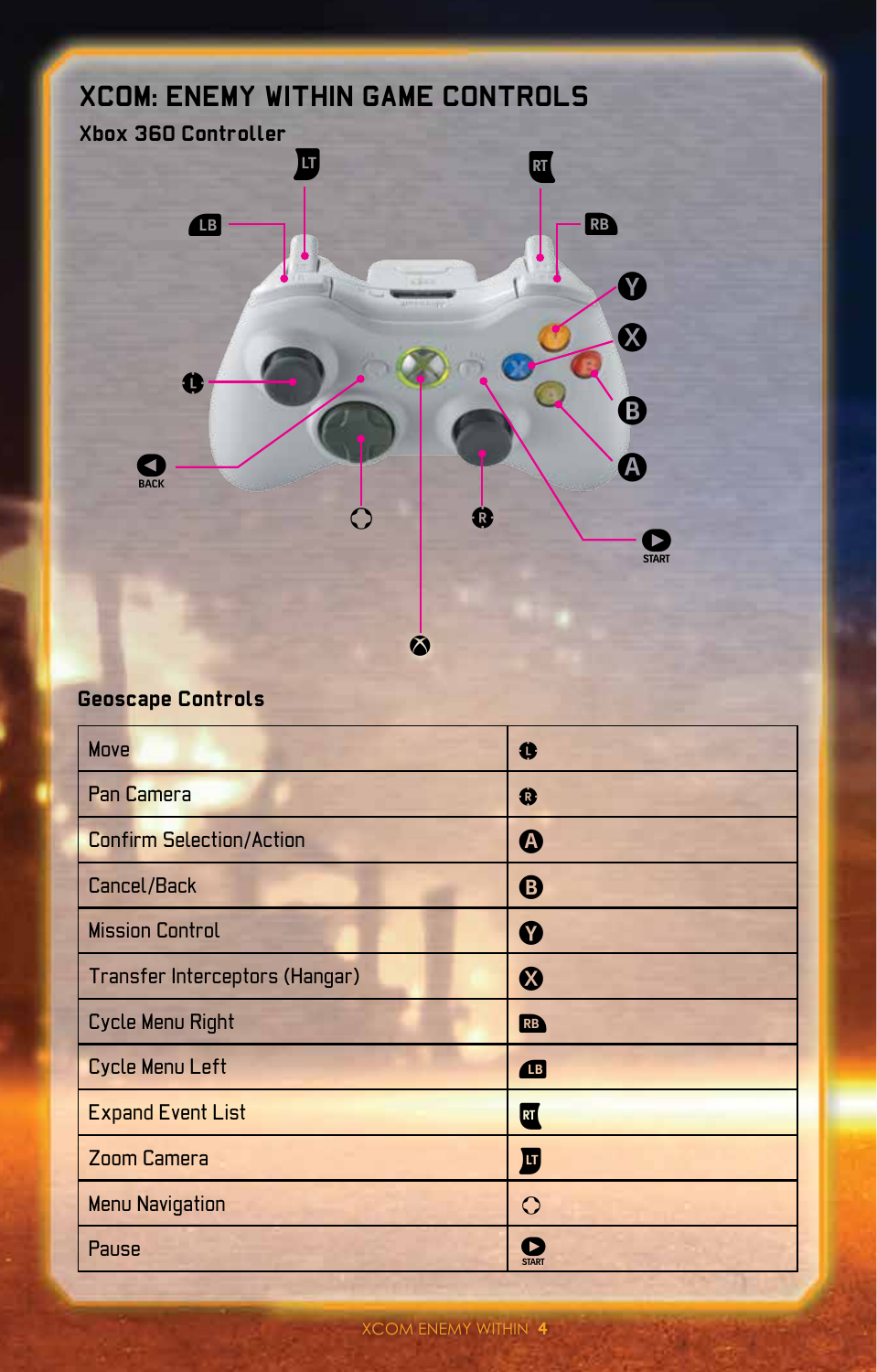# XCOM: ENEMY WITHIN GAME CONTROLS

## Xbox 360 Controller

LT RT LB RB Y X B A L BACK R START

### Geoscape Controls

| Action | Button |
|---|---|
| Move | L |
| Pan Camera | R |
| Confirm Selection/Action | A |
| Cancel/Back | B |
| Mission Control | Y |
| Transfer Interceptors (Hangar) | X |
| Cycle Menu Right | RB |
| Cycle Menu Left | LB |
| Expand Event List | RT |
| Zoom Camera | LT |
| Menu Navigation | D-pad |
| Pause | START |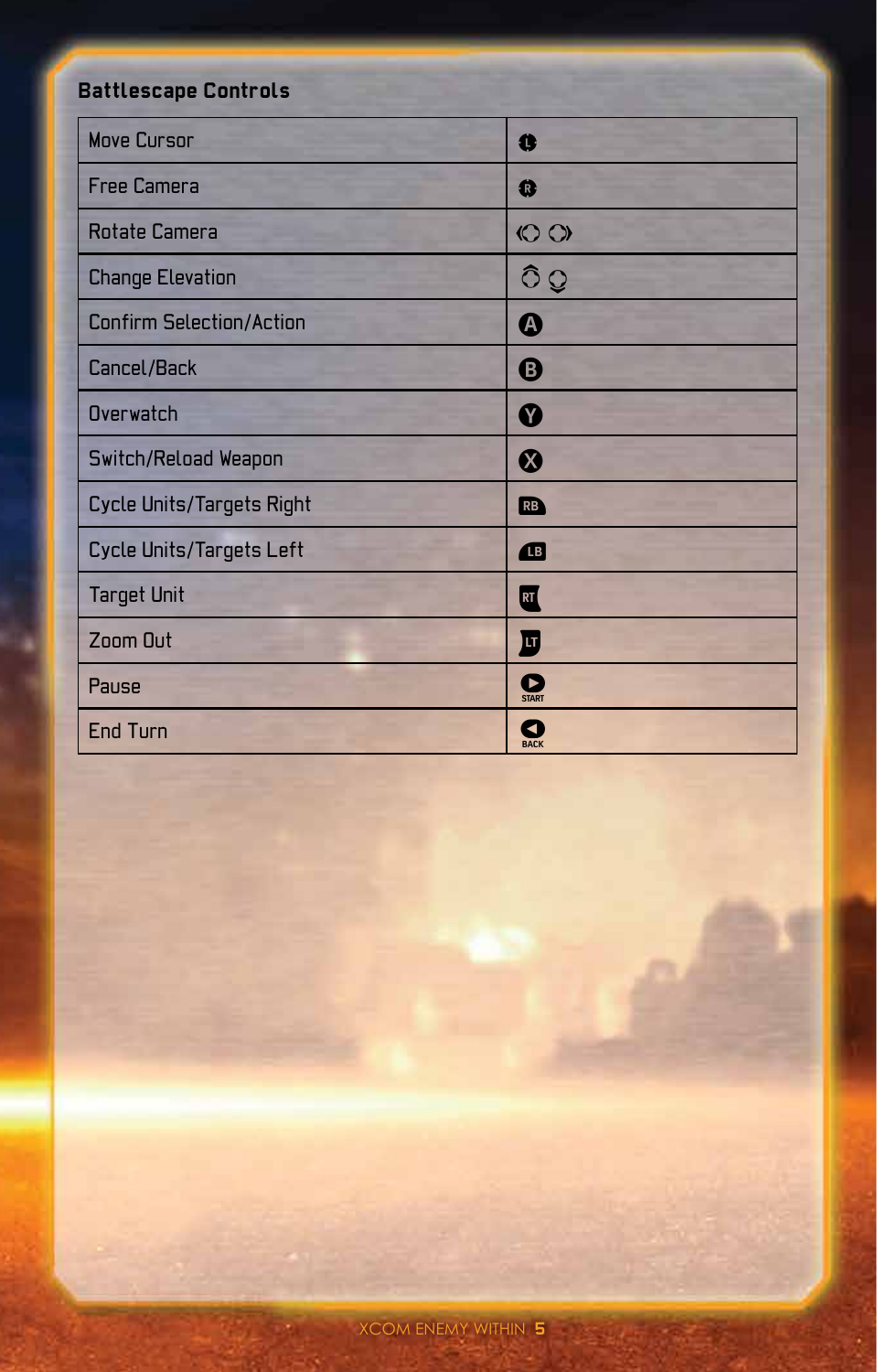### Battlescape Controls

| Move Cursor | L |
|---|---|
| Free Camera | R |
| Rotate Camera | Rotate left / Rotate right |
| Change Elevation | Up / Down |
| Confirm Selection/Action | A |
| Cancel/Back | B |
| Overwatch | Y |
| Switch/Reload Weapon | X |
| Cycle Units/Targets Right | RB |
| Cycle Units/Targets Left | LB |
| Target Unit | RT |
| Zoom Out | LT |
| Pause | START |
| End Turn | BACK |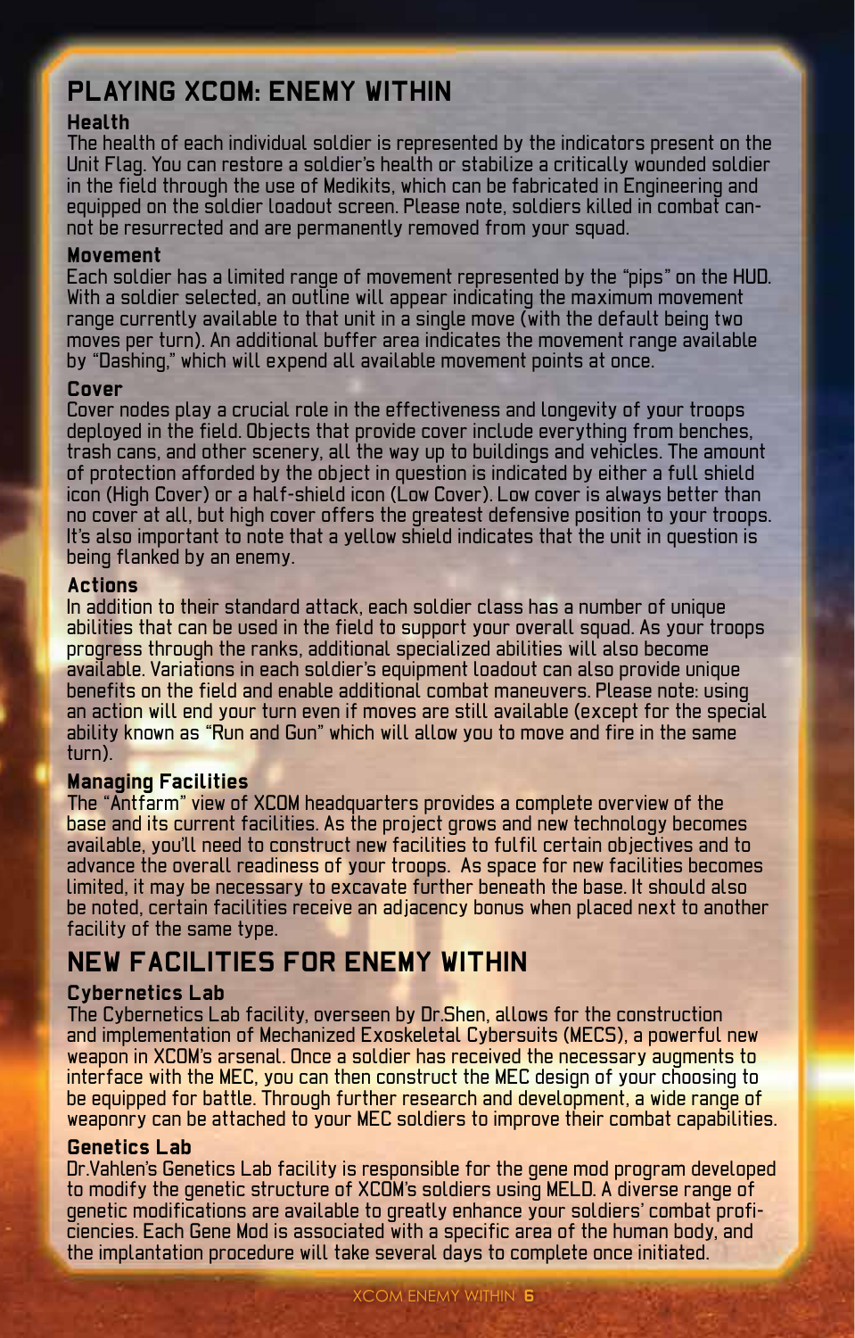# PLAYING XCOM: ENEMY WITHIN

### Health

The health of each individual soldier is represented by the indicators present on the Unit Flag. You can restore a soldier's health or stabilize a critically wounded soldier in the field through the use of Medikits, which can be fabricated in Engineering and equipped on the soldier loadout screen. Please note, soldiers killed in combat cannot be resurrected and are permanently removed from your squad.

### Movement

Each soldier has a limited range of movement represented by the "pips" on the HUD. With a soldier selected, an outline will appear indicating the maximum movement range currently available to that unit in a single move (with the default being two moves per turn). An additional buffer area indicates the movement range available by "Dashing," which will expend all available movement points at once.

### Cover

Cover nodes play a crucial role in the effectiveness and longevity of your troops deployed in the field. Objects that provide cover include everything from benches, trash cans, and other scenery, all the way up to buildings and vehicles. The amount of protection afforded by the object in question is indicated by either a full shield icon (High Cover) or a half-shield icon (Low Cover). Low cover is always better than no cover at all, but high cover offers the greatest defensive position to your troops. It's also important to note that a yellow shield indicates that the unit in question is being flanked by an enemy.

### Actions

In addition to their standard attack, each soldier class has a number of unique abilities that can be used in the field to support your overall squad. As your troops progress through the ranks, additional specialized abilities will also become available. Variations in each soldier's equipment loadout can also provide unique benefits on the field and enable additional combat maneuvers. Please note: using an action will end your turn even if moves are still available (except for the special ability known as "Run and Gun" which will allow you to move and fire in the same turn).

### Managing Facilities

The "Antfarm" view of XCOM headquarters provides a complete overview of the base and its current facilities. As the project grows and new technology becomes available, you'll need to construct new facilities to fulfil certain objectives and to advance the overall readiness of your troops. As space for new facilities becomes limited, it may be necessary to excavate further beneath the base. It should also be noted, certain facilities receive an adjacency bonus when placed next to another facility of the same type.

# NEW FACILITIES FOR ENEMY WITHIN

### Cybernetics Lab

The Cybernetics Lab facility, overseen by Dr.Shen, allows for the construction and implementation of Mechanized Exoskeletal Cybersuits (MECS), a powerful new weapon in XCOM's arsenal. Once a soldier has received the necessary augments to interface with the MEC, you can then construct the MEC design of your choosing to be equipped for battle. Through further research and development, a wide range of weaponry can be attached to your MEC soldiers to improve their combat capabilities.

### Genetics Lab

Dr.Vahlen's Genetics Lab facility is responsible for the gene mod program developed to modify the genetic structure of XCOM's soldiers using MELD. A diverse range of genetic modifications are available to greatly enhance your soldiers' combat proficiencies. Each Gene Mod is associated with a specific area of the human body, and the implantation procedure will take several days to complete once initiated.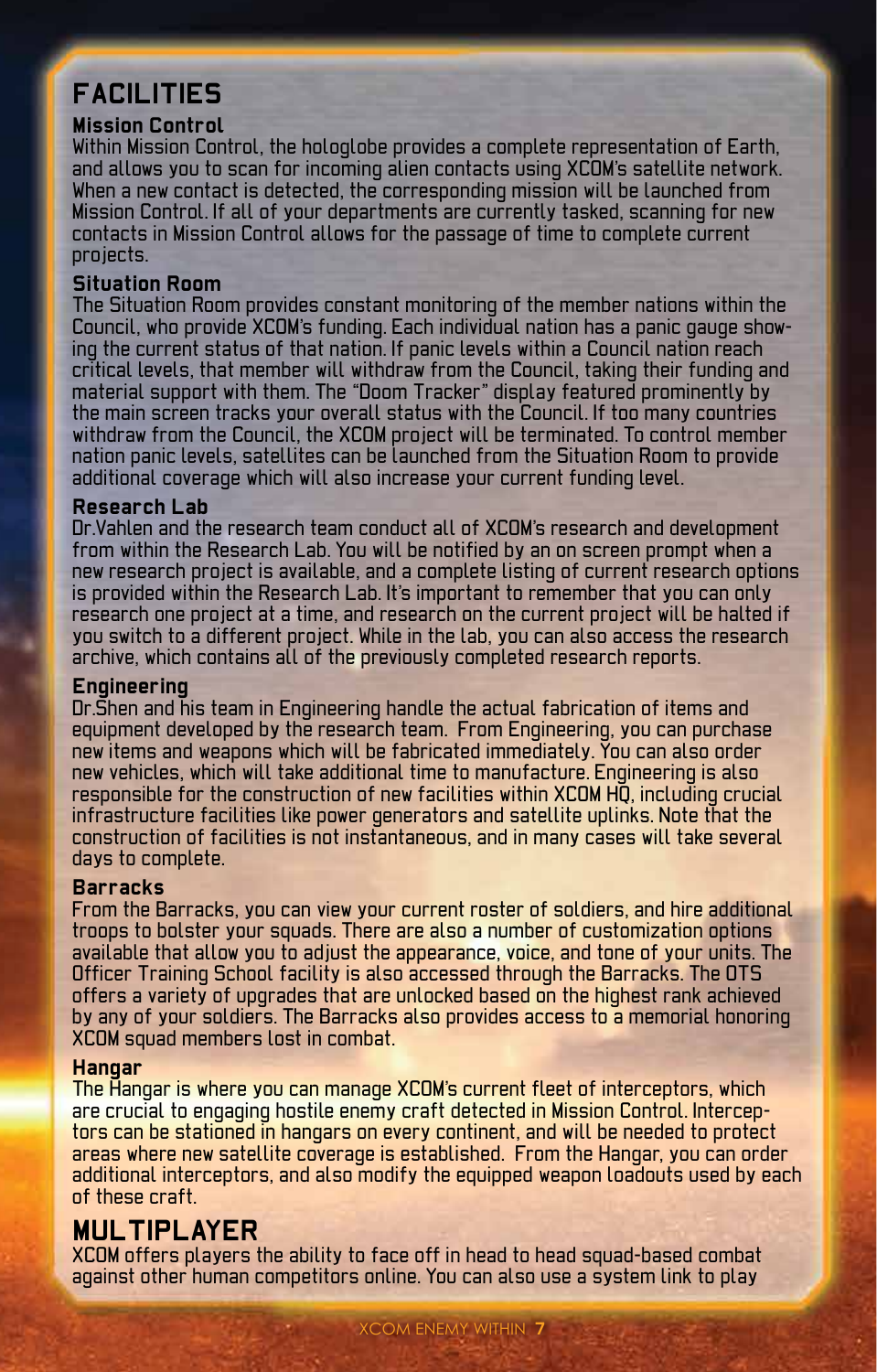# FACILITIES

### Mission Control

Within Mission Control, the hologlobe provides a complete representation of Earth, and allows you to scan for incoming alien contacts using XCOM's satellite network. When a new contact is detected, the corresponding mission will be launched from Mission Control. If all of your departments are currently tasked, scanning for new contacts in Mission Control allows for the passage of time to complete current projects.

### Situation Room

The Situation Room provides constant monitoring of the member nations within the Council, who provide XCOM's funding. Each individual nation has a panic gauge showing the current status of that nation. If panic levels within a Council nation reach critical levels, that member will withdraw from the Council, taking their funding and material support with them. The "Doom Tracker" display featured prominently by the main screen tracks your overall status with the Council. If too many countries withdraw from the Council, the XCOM project will be terminated. To control member nation panic levels, satellites can be launched from the Situation Room to provide additional coverage which will also increase your current funding level.

### Research Lab

Dr.Vahlen and the research team conduct all of XCOM's research and development from within the Research Lab. You will be notified by an on screen prompt when a new research project is available, and a complete listing of current research options is provided within the Research Lab. It's important to remember that you can only research one project at a time, and research on the current project will be halted if you switch to a different project. While in the lab, you can also access the research archive, which contains all of the previously completed research reports.

### Engineering

Dr.Shen and his team in Engineering handle the actual fabrication of items and equipment developed by the research team. From Engineering, you can purchase new items and weapons which will be fabricated immediately. You can also order new vehicles, which will take additional time to manufacture. Engineering is also responsible for the construction of new facilities within XCOM HQ, including crucial infrastructure facilities like power generators and satellite uplinks. Note that the construction of facilities is not instantaneous, and in many cases will take several days to complete.

### Barracks

From the Barracks, you can view your current roster of soldiers, and hire additional troops to bolster your squads. There are also a number of customization options available that allow you to adjust the appearance, voice, and tone of your units. The Officer Training School facility is also accessed through the Barracks. The OTS offers a variety of upgrades that are unlocked based on the highest rank achieved by any of your soldiers. The Barracks also provides access to a memorial honoring XCOM squad members lost in combat.

### Hangar

The Hangar is where you can manage XCOM's current fleet of interceptors, which are crucial to engaging hostile enemy craft detected in Mission Control. Interceptors can be stationed in hangars on every continent, and will be needed to protect areas where new satellite coverage is established. From the Hangar, you can order additional interceptors, and also modify the equipped weapon loadouts used by each of these craft.

# MULTIPLAYER

XCOM offers players the ability to face off in head to head squad-based combat against other human competitors online. You can also use a system link to play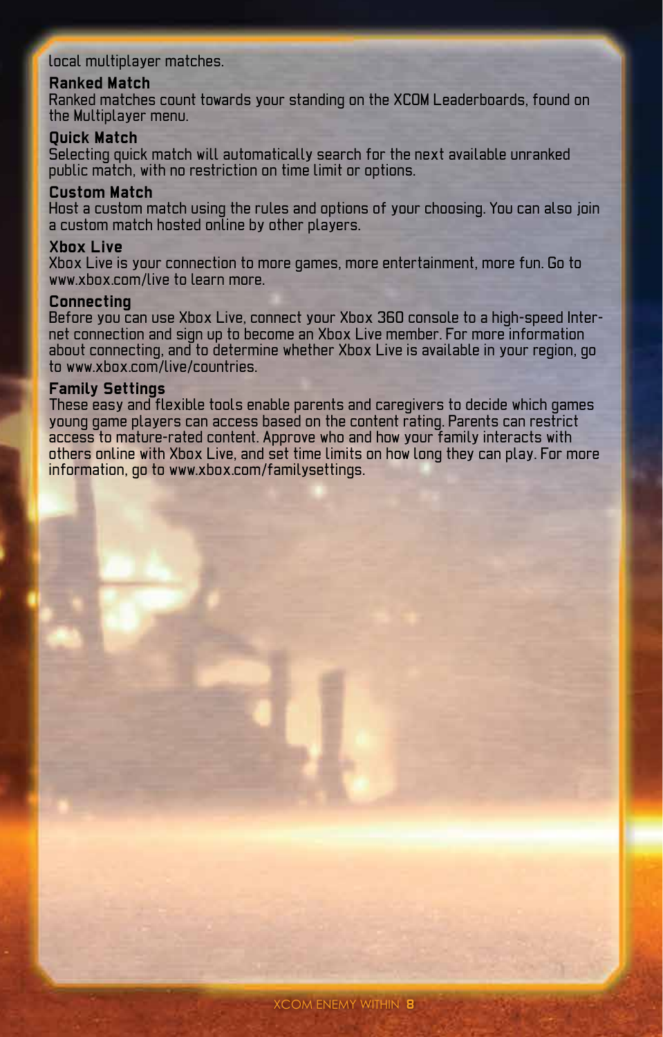local multiplayer matches.

### Ranked Match

Ranked matches count towards your standing on the XCOM Leaderboards, found on the Multiplayer menu.

### Quick Match

Selecting quick match will automatically search for the next available unranked public match, with no restriction on time limit or options.

### Custom Match

Host a custom match using the rules and options of your choosing. You can also join a custom match hosted online by other players.

### Xbox Live

Xbox Live is your connection to more games, more entertainment, more fun. Go to www.xbox.com/live to learn more.

### Connecting

Before you can use Xbox Live, connect your Xbox 360 console to a high-speed Internet connection and sign up to become an Xbox Live member. For more information about connecting, and to determine whether Xbox Live is available in your region, go to www.xbox.com/live/countries.

### Family Settings

These easy and flexible tools enable parents and caregivers to decide which games young game players can access based on the content rating. Parents can restrict access to mature-rated content. Approve who and how your family interacts with others online with Xbox Live, and set time limits on how long they can play. For more information, go to www.xbox.com/familysettings.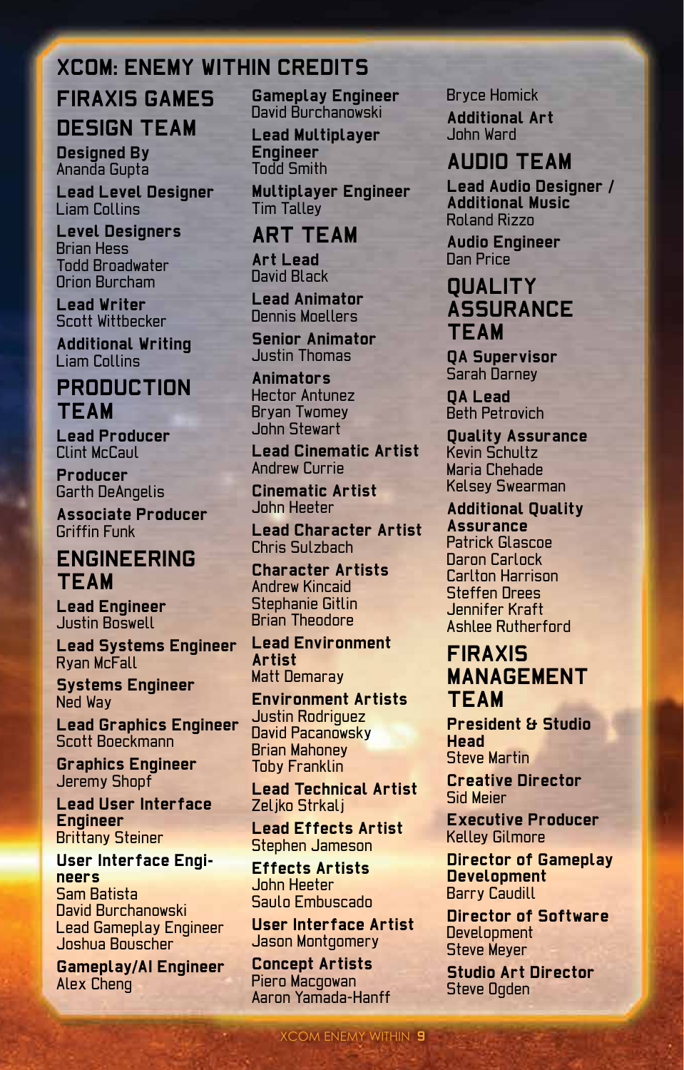# XCOM: ENEMY WITHIN CREDITS

## FIRAXIS GAMES

## DESIGN TEAM

**Designed By**
Ananda Gupta

**Lead Level Designer**
Liam Collins

**Level Designers**
Brian Hess
Todd Broadwater
Orion Burcham

**Lead Writer**
Scott Wittbecker

**Additional Writing**
Liam Collins

## PRODUCTION TEAM

**Lead Producer**
Clint McCaul

**Producer**
Garth DeAngelis

**Associate Producer**
Griffin Funk

## ENGINEERING TEAM

**Lead Engineer**
Justin Boswell

**Lead Systems Engineer**
Ryan McFall

**Systems Engineer**
Ned Way

**Lead Graphics Engineer**
Scott Boeckmann

**Graphics Engineer**
Jeremy Shopf

**Lead User Interface Engineer**
Brittany Steiner

**User Interface Engineers**
Sam Batista
David Burchanowski
Lead Gameplay Engineer
Joshua Bouscher

**Gameplay/AI Engineer**
Alex Cheng

**Gameplay Engineer**
David Burchanowski

**Lead Multiplayer Engineer**
Todd Smith

**Multiplayer Engineer**
Tim Talley

## ART TEAM

**Art Lead**
David Black

**Lead Animator**
Dennis Moellers

**Senior Animator**
Justin Thomas

**Animators**
Hector Antunez
Bryan Twomey
John Stewart

**Lead Cinematic Artist**
Andrew Currie

**Cinematic Artist**
John Heeter

**Lead Character Artist**
Chris Sulzbach

**Character Artists**
Andrew Kincaid
Stephanie Gitlin
Brian Theodore

**Lead Environment Artist**
Matt Demaray

**Environment Artists**
Justin Rodriguez
David Pacanowsky
Brian Mahoney
Toby Franklin

**Lead Technical Artist**
Zeljko Strkalj

**Lead Effects Artist**
Stephen Jameson

**Effects Artists**
John Heeter
Saulo Embuscado

**User Interface Artist**
Jason Montgomery

**Concept Artists**
Piero Macgowan
Aaron Yamada-Hanff
Bryce Homick

**Additional Art**
John Ward

## AUDIO TEAM

**Lead Audio Designer / Additional Music**
Roland Rizzo

**Audio Engineer**
Dan Price

## QUALITY ASSURANCE TEAM

**QA Supervisor**
Sarah Darney

**QA Lead**
Beth Petrovich

**Quality Assurance**
Kevin Schultz
Maria Chehade
Kelsey Swearman

**Additional Quality Assurance**
Patrick Glascoe
Daron Carlock
Carlton Harrison
Steffen Drees
Jennifer Kraft
Ashlee Rutherford

## FIRAXIS MANAGEMENT TEAM

**President & Studio Head**
Steve Martin

**Creative Director**
Sid Meier

**Executive Producer**
Kelley Gilmore

**Director of Gameplay Development**
Barry Caudill

**Director of Software Development**
Steve Meyer

**Studio Art Director**
Steve Ogden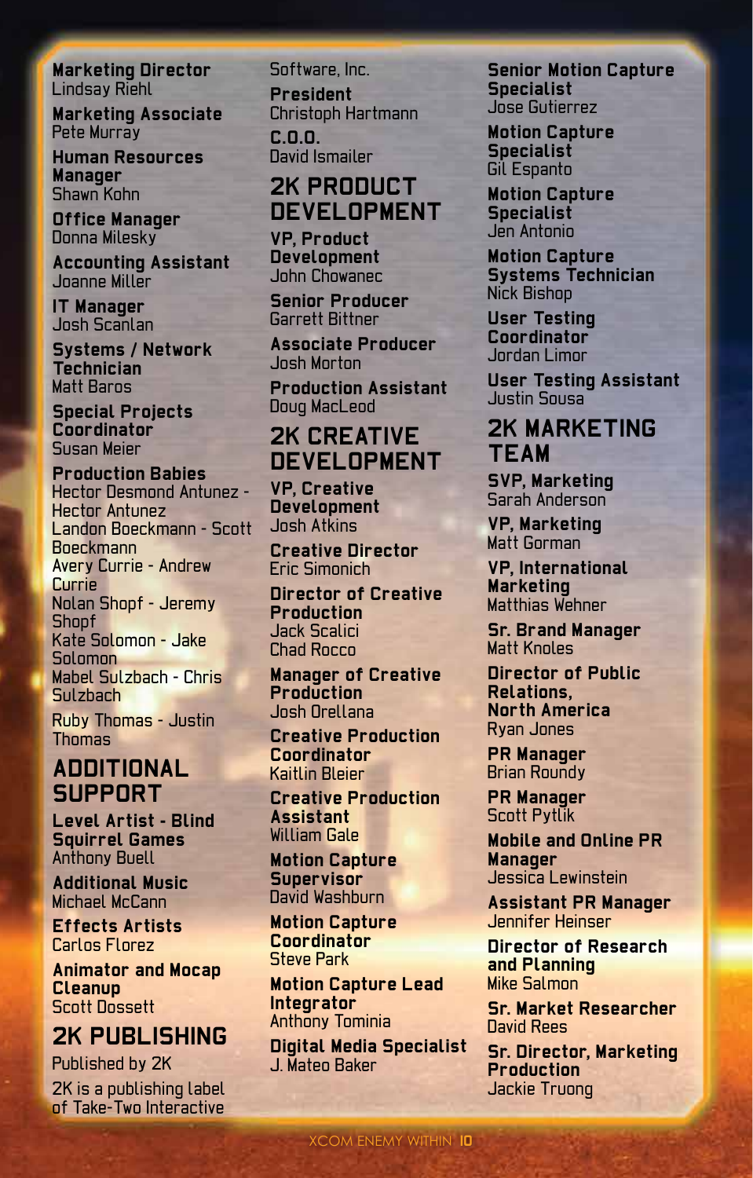**Marketing Director**
Lindsay Riehl

**Marketing Associate**
Pete Murray

**Human Resources Manager**
Shawn Kohn

**Office Manager**
Donna Milesky

**Accounting Assistant**
Joanne Miller

**IT Manager**
Josh Scanlan

**Systems / Network Technician**
Matt Baros

**Special Projects Coordinator**
Susan Meier

**Production Babies**
Hector Desmond Antunez - Hector Antunez
Landon Boeckmann - Scott Boeckmann
Avery Currie - Andrew Currie
Nolan Shopf - Jeremy Shopf
Kate Solomon - Jake Solomon
Mabel Sulzbach - Chris Sulzbach
Ruby Thomas - Justin Thomas

## ADDITIONAL SUPPORT

**Level Artist - Blind Squirrel Games**
Anthony Buell

**Additional Music**
Michael McCann

**Effects Artists**
Carlos Florez

**Animator and Mocap Cleanup**
Scott Dossett

## 2K PUBLISHING

Published by 2K

2K is a publishing label of Take-Two Interactive Software, Inc.

**President**
Christoph Hartmann

**C.O.O.**
David Ismailer

## 2K PRODUCT DEVELOPMENT

**VP, Product Development**
John Chowanec

**Senior Producer**
Garrett Bittner

**Associate Producer**
Josh Morton

**Production Assistant**
Doug MacLeod

## 2K CREATIVE DEVELOPMENT

**VP, Creative Development**
Josh Atkins

**Creative Director**
Eric Simonich

**Director of Creative Production**
Jack Scalici
Chad Rocco

**Manager of Creative Production**
Josh Orellana

**Creative Production Coordinator**
Kaitlin Bleier

**Creative Production Assistant**
William Gale

**Motion Capture Supervisor**
David Washburn

**Motion Capture Coordinator**
Steve Park

**Motion Capture Lead Integrator**
Anthony Tominia

**Digital Media Specialist**
J. Mateo Baker

**Senior Motion Capture Specialist**
Jose Gutierrez

**Motion Capture Specialist**
Gil Espanto

**Motion Capture Specialist**
Jen Antonio

**Motion Capture Systems Technician**
Nick Bishop

**User Testing Coordinator**
Jordan Limor

**User Testing Assistant**
Justin Sousa

## 2K MARKETING TEAM

**SVP, Marketing**
Sarah Anderson

**VP, Marketing**
Matt Gorman

**VP, International Marketing**
Matthias Wehner

**Sr. Brand Manager**
Matt Knoles

**Director of Public Relations, North America**
Ryan Jones

**PR Manager**
Brian Roundy

**PR Manager**
Scott Pytlik

**Mobile and Online PR Manager**
Jessica Lewinstein

**Assistant PR Manager**
Jennifer Heinser

**Director of Research and Planning**
Mike Salmon

**Sr. Market Researcher**
David Rees

**Sr. Director, Marketing Production**
Jackie Truong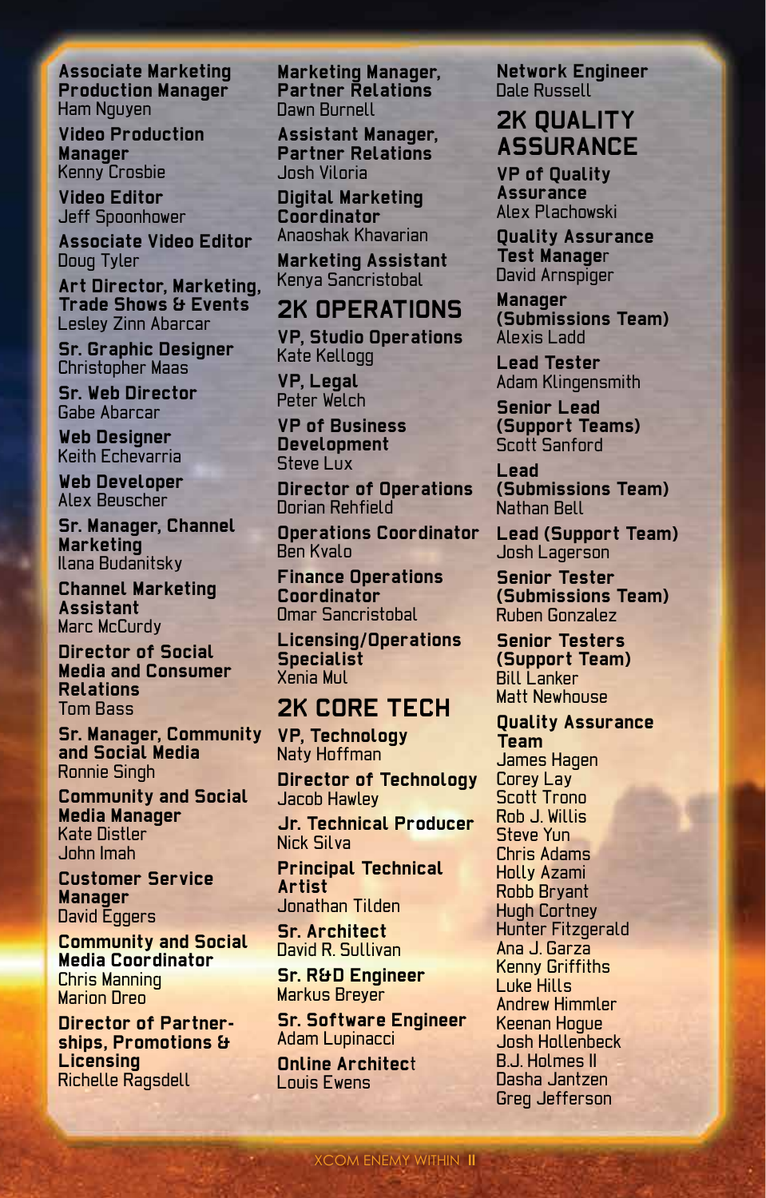**Associate Marketing Production Manager**
Ham Nguyen

**Video Production Manager**
Kenny Crosbie

**Video Editor**
Jeff Spoonhower

**Associate Video Editor**
Doug Tyler

**Art Director, Marketing, Trade Shows & Events**
Lesley Zinn Abarcar

**Sr. Graphic Designer**
Christopher Maas

**Sr. Web Director**
Gabe Abarcar

**Web Designer**
Keith Echevarria

**Web Developer**
Alex Beuscher

**Sr. Manager, Channel Marketing**
Ilana Budanitsky

**Channel Marketing Assistant**
Marc McCurdy

**Director of Social Media and Consumer Relations**
Tom Bass

**Sr. Manager, Community and Social Media**
Ronnie Singh

**Community and Social Media Manager**
Kate Distler
John Imah

**Customer Service Manager**
David Eggers

**Community and Social Media Coordinator**
Chris Manning
Marion Dreo

**Director of Partnerships, Promotions & Licensing**
Richelle Ragsdell

**Marketing Manager, Partner Relations**
Dawn Burnell

**Assistant Manager, Partner Relations**
Josh Viloria

**Digital Marketing Coordinator**
Anaoshak Khavarian

**Marketing Assistant**
Kenya Sancristobal

## 2K OPERATIONS

**VP, Studio Operations**
Kate Kellogg

**VP, Legal**
Peter Welch

**VP of Business Development**
Steve Lux

**Director of Operations**
Dorian Rehfield

**Operations Coordinator**
Ben Kvalo

**Finance Operations Coordinator**
Omar Sancristobal

**Licensing/Operations Specialist**
Xenia Mul

## 2K CORE TECH

**VP, Technology**
Naty Hoffman

**Director of Technology**
Jacob Hawley

**Jr. Technical Producer**
Nick Silva

**Principal Technical Artist**
Jonathan Tilden

**Sr. Architect**
David R. Sullivan

**Sr. R&D Engineer**
Markus Breyer

**Sr. Software Engineer**
Adam Lupinacci

**Online Architect**
Louis Ewens

**Network Engineer**
Dale Russell

## 2K QUALITY ASSURANCE

**VP of Quality Assurance**
Alex Plachowski

**Quality Assurance Test Manager**
David Arnspiger

**Manager (Submissions Team)**
Alexis Ladd

**Lead Tester**
Adam Klingensmith

**Senior Lead (Support Teams)**
Scott Sanford

**Lead (Submissions Team)**
Nathan Bell

**Lead (Support Team)**
Josh Lagerson

**Senior Tester (Submissions Team)**
Ruben Gonzalez

**Senior Testers (Support Team)**
Bill Lanker
Matt Newhouse

**Quality Assurance Team**
James Hagen
Corey Lay
Scott Trono
Rob J. Willis
Steve Yun
Chris Adams
Holly Azami
Robb Bryant
Hugh Cortney
Hunter Fitzgerald
Ana J. Garza
Kenny Griffiths
Luke Hills
Andrew Himmler
Keenan Hogue
Josh Hollenbeck
B.J. Holmes II
Dasha Jantzen
Greg Jefferson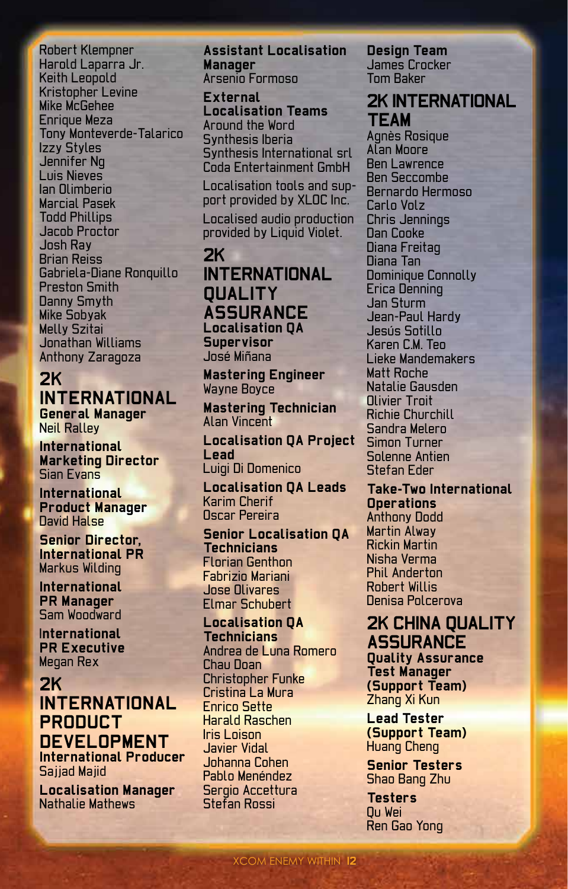Robert Klempner
Harold Laparra Jr.
Keith Leopold
Kristopher Levine
Mike McGehee
Enrique Meza
Tony Monteverde-Talarico
Izzy Styles
Jennifer Ng
Luis Nieves
Ian Olimberio
Marcial Pasek
Todd Phillips
Jacob Proctor
Josh Ray
Brian Reiss
Gabriela-Diane Ronquillo
Preston Smith
Danny Smyth
Mike Sobyak
Melly Szitai
Jonathan Williams
Anthony Zaragoza

## 2K INTERNATIONAL

**General Manager**
Neil Ralley

**International Marketing Director**
Sian Evans

**International Product Manager**
David Halse

**Senior Director, International PR**
Markus Wilding

**International PR Manager**
Sam Woodward

**International PR Executive**
Megan Rex

## 2K INTERNATIONAL PRODUCT DEVELOPMENT

**International Producer**
Sajjad Majid

**Localisation Manager**
Nathalie Mathews

**Assistant Localisation Manager**
Arsenio Formoso

**External Localisation Teams**
Around the Word
Synthesis Iberia
Synthesis International srl
Coda Entertainment GmbH

Localisation tools and support provided by XLOC Inc.

Localised audio production provided by Liquid Violet.

## 2K INTERNATIONAL QUALITY ASSURANCE

**Localisation QA Supervisor**
José Miñana

**Mastering Engineer**
Wayne Boyce

**Mastering Technician**
Alan Vincent

**Localisation QA Project Lead**
Luigi Di Domenico

**Localisation QA Leads**
Karim Cherif
Oscar Pereira

**Senior Localisation QA Technicians**
Florian Genthon
Fabrizio Mariani
Jose Olivares
Elmar Schubert

**Localisation QA Technicians**
Andrea de Luna Romero
Chau Doan
Christopher Funke
Cristina La Mura
Enrico Sette
Harald Raschen
Iris Loison
Javier Vidal
Johanna Cohen
Pablo Menéndez
Sergio Accettura
Stefan Rossi

**Design Team**
James Crocker
Tom Baker

## 2K INTERNATIONAL TEAM

Agnès Rosique
Alan Moore
Ben Lawrence
Ben Seccombe
Bernardo Hermoso
Carlo Volz
Chris Jennings
Dan Cooke
Diana Freitag
Diana Tan
Dominique Connolly
Erica Denning
Jan Sturm
Jean-Paul Hardy
Jesús Sotillo
Karen C.M. Teo
Lieke Mandemakers
Matt Roche
Natalie Gausden
Olivier Troit
Richie Churchill
Sandra Melero
Simon Turner
Solenne Antien
Stefan Eder

**Take-Two International Operations**
Anthony Dodd
Martin Alway
Rickin Martin
Nisha Verma
Phil Anderton
Robert Willis
Denisa Polcerova

## 2K CHINA QUALITY ASSURANCE

**Quality Assurance Test Manager (Support Team)**
Zhang Xi Kun

**Lead Tester (Support Team)**
Huang Cheng

**Senior Testers**
Shao Bang Zhu

**Testers**
Qu Wei
Ren Gao Yong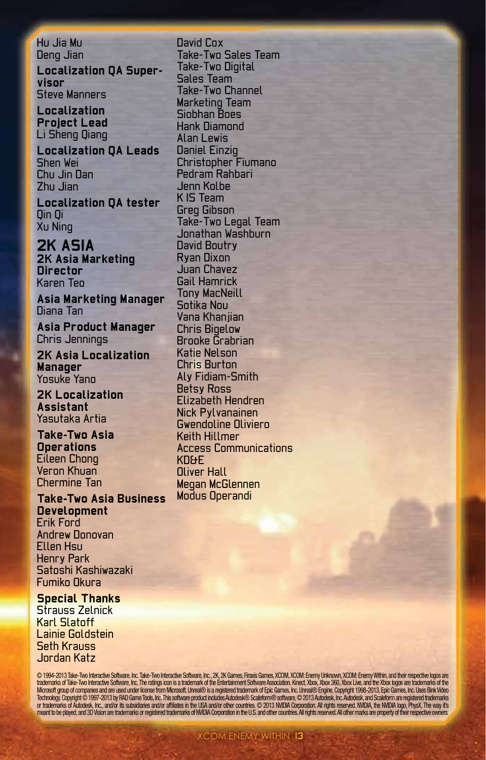Hu Jia Mu
Deng Jian

**Localization QA Supervisor**
Steve Manners

**Localization Project Lead**
Li Sheng Qiang

**Localization QA Leads**
Shen Wei
Chu Jin Dan
Zhu Jian

**Localization QA tester**
Qin Qi
Xu Ning

## 2K ASIA

**2K Asia Marketing Director**
Karen Teo

**Asia Marketing Manager**
Diana Tan

**Asia Product Manager**
Chris Jennings

**2K Asia Localization Manager**
Yosuke Yano

**2K Localization Assistant**
Yasutaka Artia

**Take-Two Asia Operations**
Eileen Chong
Veron Khuan
Chermine Tan

**Take-Two Asia Business Development**
Erik Ford
Andrew Donovan
Ellen Hsu
Henry Park
Satoshi Kashiwazaki
Fumiko Okura

**Special Thanks**
Strauss Zelnick
Karl Slatoff
Lainie Goldstein
Seth Krauss
Jordan Katz
David Cox
Take-Two Sales Team
Take-Two Digital Sales Team
Take-Two Channel Marketing Team
Siobhan Boes
Hank Diamond
Alan Lewis
Daniel Einzig
Christopher Fiumano
Pedram Rahbari
Jenn Kolbe
K IS Team
Greg Gibson
Take-Two Legal Team
Jonathan Washburn
David Boutry
Ryan Dixon
Juan Chavez
Gail Hamrick
Tony MacNeill
Sotika Nou
Vana Khanjian
Chris Bigelow
Brooke Grabrian
Katie Nelson
Chris Burton
Aly Fidiam-Smith
Betsy Ross
Elizabeth Hendren
Nick Pylvanainen
Gwendoline Oliviero
Keith Hillmer
Access Communications
KD&E
Oliver Hall
Megan McGlennen
Modus Operandi

© 1994-2013 Take-Two Interactive Software, Inc. Take-Two Interactive Software, Inc., 2K, 2K Games, Firaxis Games, XCOM, XCOM: Enemy Unknown, XCOM: Enemy Within, and their respective logos are trademarks of Take-Two Interactive Software, Inc. The ratings icon is a trademark of the Entertainment Software Association. Kinect, Xbox, Xbox 360, Xbox Live, and the Xbox logos are trademarks of the Microsoft group of companies and are used under license from Microsoft. Unreal® is a registered trademark of Epic Games, Inc. Unreal® Engine, Copyright 1998-2013, Epic Games, Inc. Uses Bink Video Technology. Copyright © 1997-2013 by RAD Game Tools, Inc. This software product includes Autodesk® Scaleform® software, © 2013 Autodesk, Inc. Autodesk, and Scaleform are registered trademarks or trademarks of Autodesk, Inc., and/or its subsidiaries and/or affiliates in the USA and/or other countries. © 2013 NVIDIA Corporation. All rights reserved. NVIDIA, the NVIDIA logo, PhysX, The way it's meant to be played, and 3D Vision are trademarks or registered trademarks of NVIDIA Corporation in the U.S. and other countries. All rights reserved. All other marks are property of their respective owners.